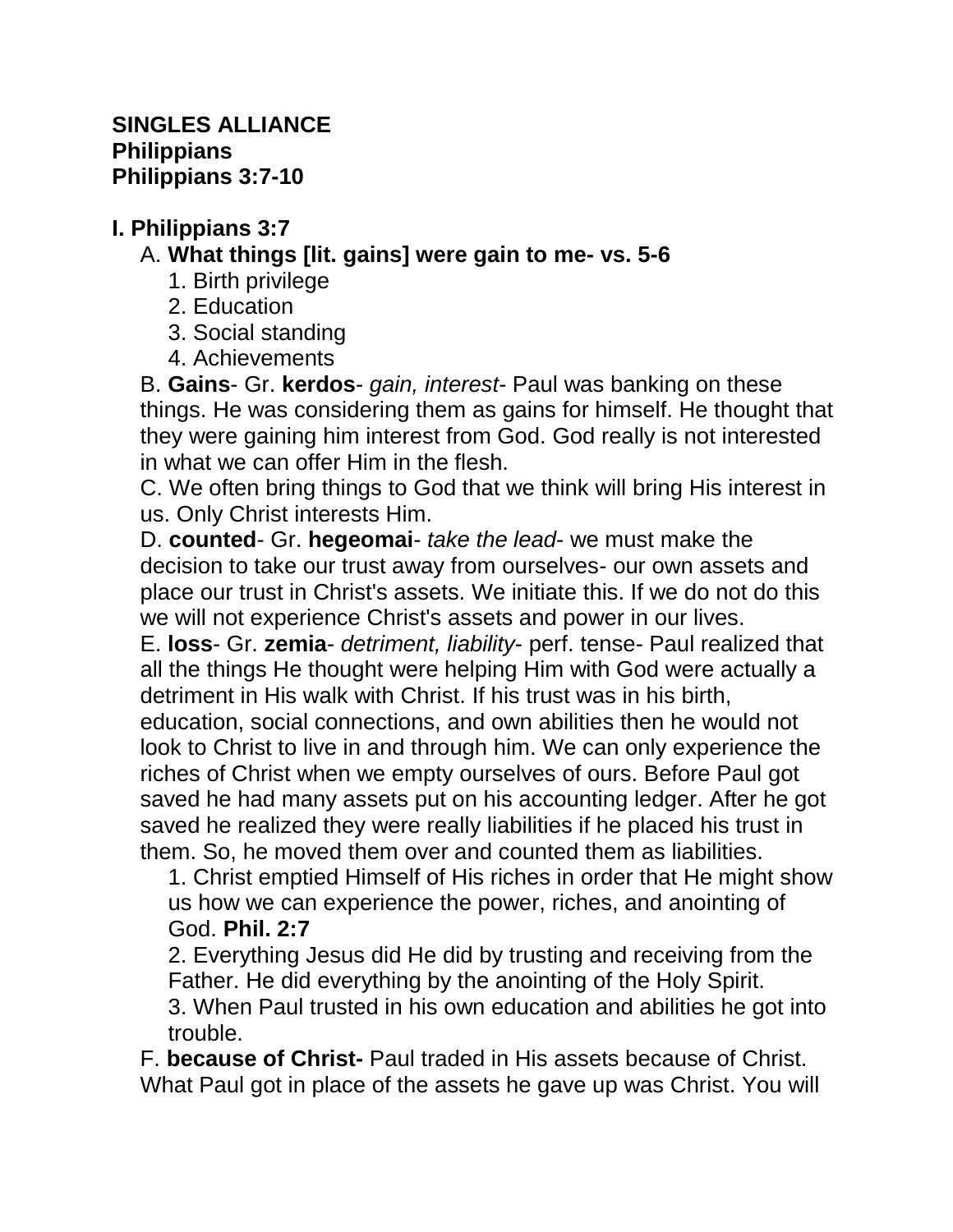**SINGLES ALLIANCE**
**Philippians**
**Philippians 3:7-10**

## I. Philippians 3:7

A. **What things [lit. gains] were gain to me- vs. 5-6**

1. Birth privilege
2. Education
3. Social standing
4. Achievements

B. **Gains**- Gr. **kerdos**- *gain, interest*- Paul was banking on these things. He was considering them as gains for himself. He thought that they were gaining him interest from God. God really is not interested in what we can offer Him in the flesh.

C. We often bring things to God that we think will bring His interest in us. Only Christ interests Him.

D. **counted**- Gr. **hegeomai**- *take the lead*- we must make the decision to take our trust away from ourselves- our own assets and place our trust in Christ's assets. We initiate this. If we do not do this we will not experience Christ's assets and power in our lives.

E. **loss**- Gr. **zemia**- *detriment, liability*- perf. tense- Paul realized that all the things He thought were helping Him with God were actually a detriment in His walk with Christ. If his trust was in his birth, education, social connections, and own abilities then he would not look to Christ to live in and through him. We can only experience the riches of Christ when we empty ourselves of ours. Before Paul got saved he had many assets put on his accounting ledger. After he got saved he realized they were really liabilities if he placed his trust in them. So, he moved them over and counted them as liabilities.

1. Christ emptied Himself of His riches in order that He might show us how we can experience the power, riches, and anointing of God. **Phil. 2:7**
2. Everything Jesus did He did by trusting and receiving from the Father. He did everything by the anointing of the Holy Spirit.
3. When Paul trusted in his own education and abilities he got into trouble.

F. **because of Christ-** Paul traded in His assets because of Christ. What Paul got in place of the assets he gave up was Christ. You will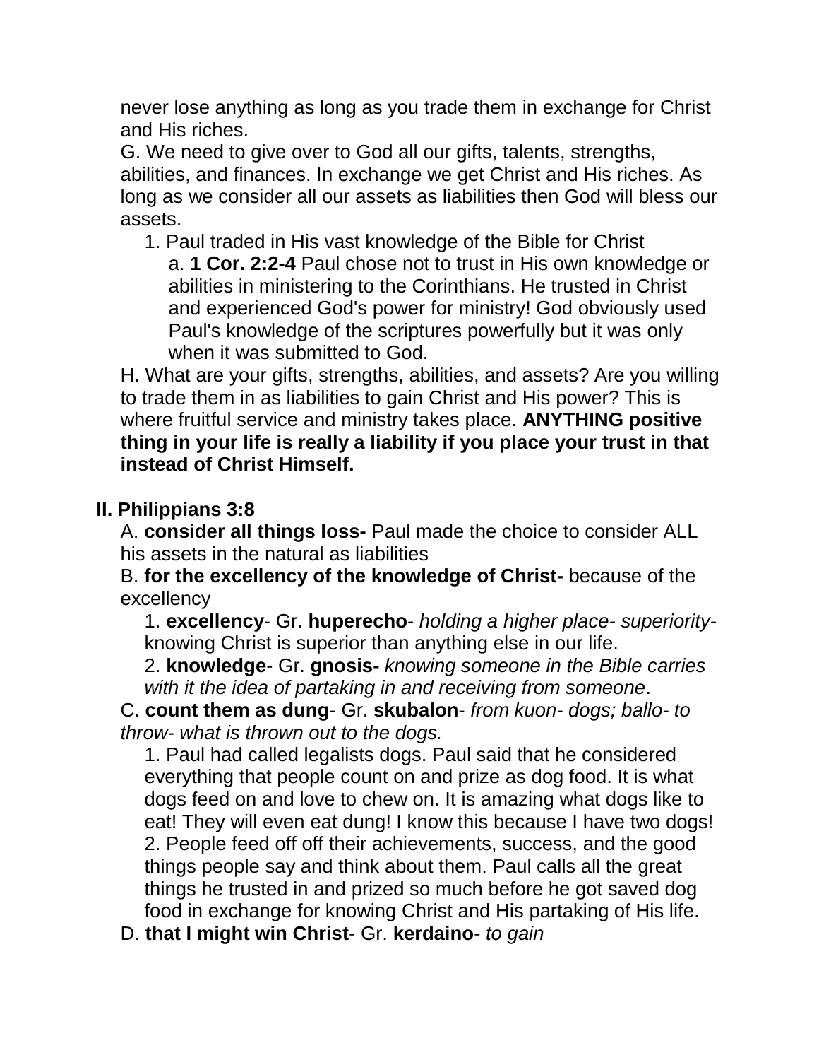never lose anything as long as you trade them in exchange for Christ and His riches.

G. We need to give over to God all our gifts, talents, strengths, abilities, and finances. In exchange we get Christ and His riches. As long as we consider all our assets as liabilities then God will bless our assets.

1. Paul traded in His vast knowledge of the Bible for Christ
   a. **1 Cor. 2:2-4** Paul chose not to trust in His own knowledge or abilities in ministering to the Corinthians. He trusted in Christ and experienced God's power for ministry! God obviously used Paul's knowledge of the scriptures powerfully but it was only when it was submitted to God.

H. What are your gifts, strengths, abilities, and assets? Are you willing to trade them in as liabilities to gain Christ and His power? This is where fruitful service and ministry takes place. **ANYTHING positive thing in your life is really a liability if you place your trust in that instead of Christ Himself.**

## II. Philippians 3:8

A. **consider all things loss-** Paul made the choice to consider ALL his assets in the natural as liabilities

B. **for the excellency of the knowledge of Christ-** because of the excellency

1. **excellency**- Gr. **huperecho**- *holding a higher place- superiority-* knowing Christ is superior than anything else in our life.
2. **knowledge**- Gr. **gnosis-** *knowing someone in the Bible carries with it the idea of partaking in and receiving from someone*.

C. **count them as dung**- Gr. **skubalon**- *from kuon- dogs; ballo- to throw- what is thrown out to the dogs.*

1. Paul had called legalists dogs. Paul said that he considered everything that people count on and prize as dog food. It is what dogs feed on and love to chew on. It is amazing what dogs like to eat! They will even eat dung! I know this because I have two dogs!
2. People feed off off their achievements, success, and the good things people say and think about them. Paul calls all the great things he trusted in and prized so much before he got saved dog food in exchange for knowing Christ and His partaking of His life.

D. **that I might win Christ**- Gr. **kerdaino**- *to gain*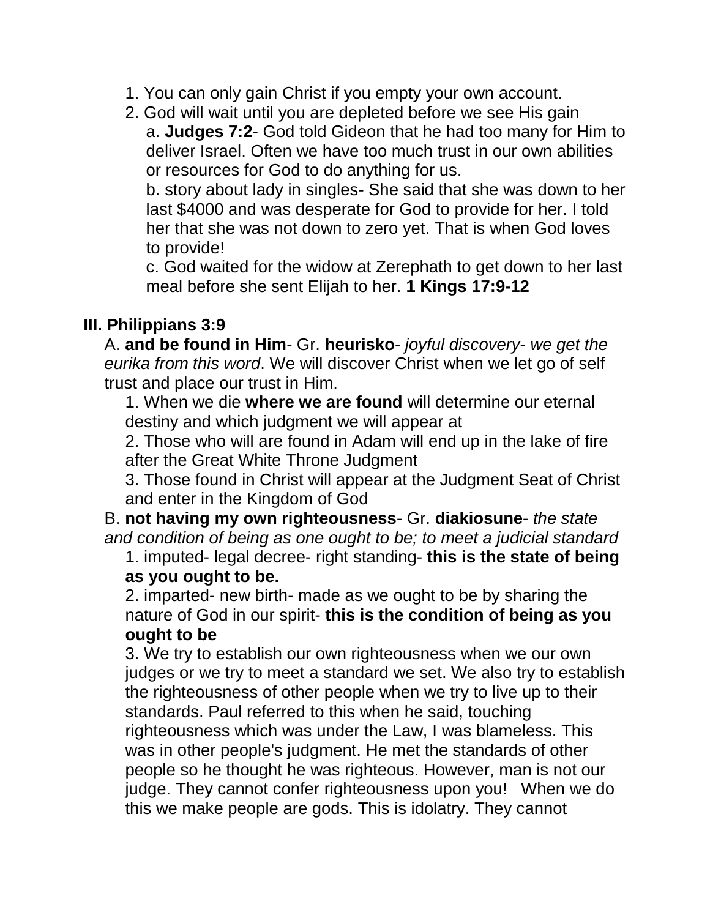1. You can only gain Christ if you empty your own account.
2. God will wait until you are depleted before we see His gain
   a. **Judges 7:2**- God told Gideon that he had too many for Him to deliver Israel. Often we have too much trust in our own abilities or resources for God to do anything for us.
   b. story about lady in singles- She said that she was down to her last $4000 and was desperate for God to provide for her. I told her that she was not down to zero yet. That is when God loves to provide!
   c. God waited for the widow at Zerephath to get down to her last meal before she sent Elijah to her. **1 Kings 17:9-12**

## III. Philippians 3:9

A. **and be found in Him**- Gr. **heurisko**- *joyful discovery- we get the eurika from this word*. We will discover Christ when we let go of self trust and place our trust in Him.

1. When we die **where we are found** will determine our eternal destiny and which judgment we will appear at
2. Those who will are found in Adam will end up in the lake of fire after the Great White Throne Judgment
3. Those found in Christ will appear at the Judgment Seat of Christ and enter in the Kingdom of God

B. **not having my own righteousness**- Gr. **diakiosune**- *the state and condition of being as one ought to be; to meet a judicial standard*

1. imputed- legal decree- right standing- **this is the state of being as you ought to be.**
2. imparted- new birth- made as we ought to be by sharing the nature of God in our spirit- **this is the condition of being as you ought to be**
3. We try to establish our own righteousness when we our own judges or we try to meet a standard we set. We also try to establish the righteousness of other people when we try to live up to their standards. Paul referred to this when he said, touching righteousness which was under the Law, I was blameless. This was in other people's judgment. He met the standards of other people so he thought he was righteous. However, man is not our judge. They cannot confer righteousness upon you! When we do this we make people are gods. This is idolatry. They cannot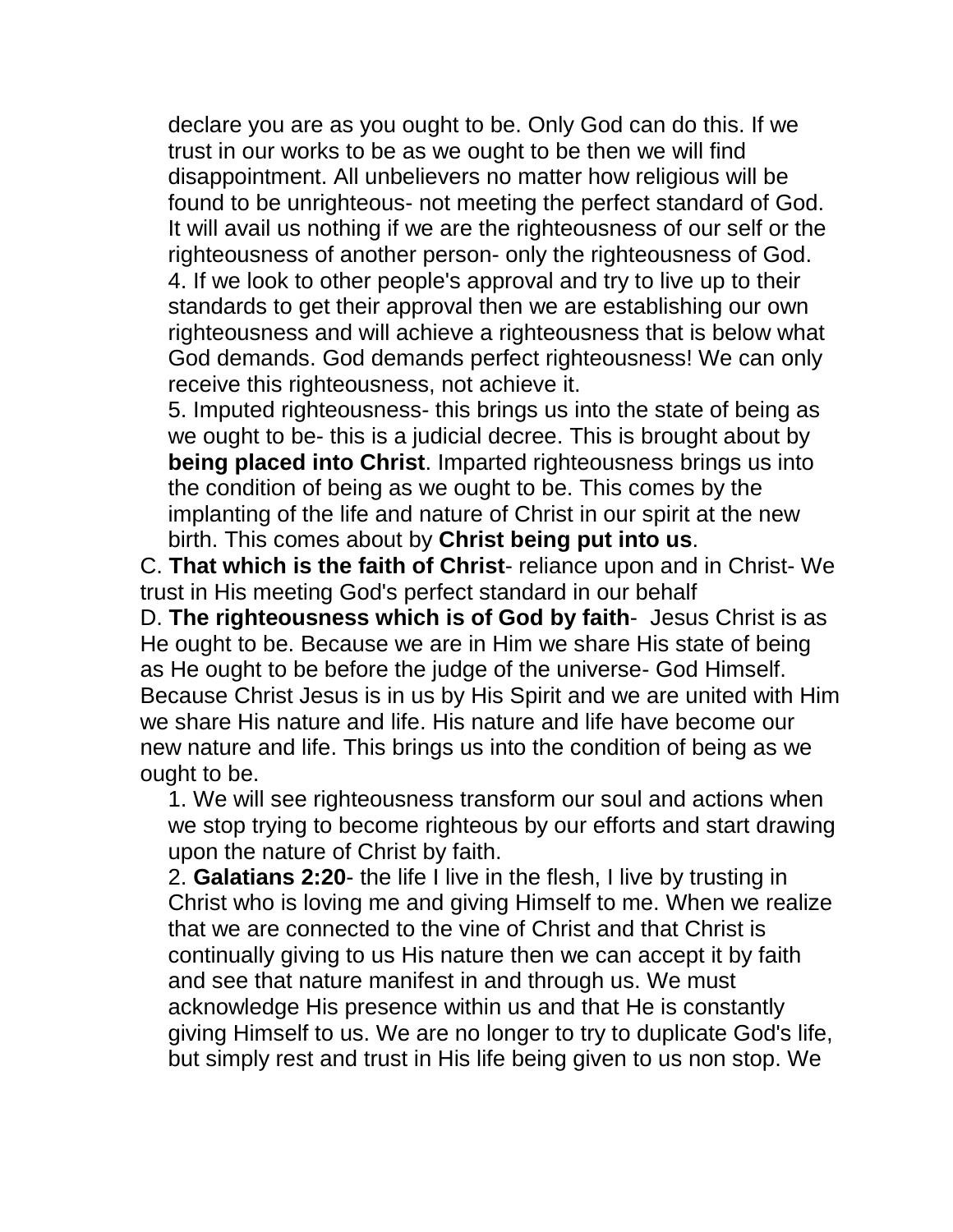declare you are as you ought to be. Only God can do this. If we trust in our works to be as we ought to be then we will find disappointment. All unbelievers no matter how religious will be found to be unrighteous- not meeting the perfect standard of God. It will avail us nothing if we are the righteousness of our self or the righteousness of another person- only the righteousness of God.

4. If we look to other people's approval and try to live up to their standards to get their approval then we are establishing our own righteousness and will achieve a righteousness that is below what God demands. God demands perfect righteousness! We can only receive this righteousness, not achieve it.

5. Imputed righteousness- this brings us into the state of being as we ought to be- this is a judicial decree. This is brought about by **being placed into Christ**. Imparted righteousness brings us into the condition of being as we ought to be. This comes by the implanting of the life and nature of Christ in our spirit at the new birth. This comes about by **Christ being put into us**.

C. **That which is the faith of Christ**- reliance upon and in Christ- We trust in His meeting God's perfect standard in our behalf

D. **The righteousness which is of God by faith**- Jesus Christ is as He ought to be. Because we are in Him we share His state of being as He ought to be before the judge of the universe- God Himself. Because Christ Jesus is in us by His Spirit and we are united with Him we share His nature and life. His nature and life have become our new nature and life. This brings us into the condition of being as we ought to be.

1. We will see righteousness transform our soul and actions when we stop trying to become righteous by our efforts and start drawing upon the nature of Christ by faith.

2. **Galatians 2:20**- the life I live in the flesh, I live by trusting in Christ who is loving me and giving Himself to me. When we realize that we are connected to the vine of Christ and that Christ is continually giving to us His nature then we can accept it by faith and see that nature manifest in and through us. We must acknowledge His presence within us and that He is constantly giving Himself to us. We are no longer to try to duplicate God's life, but simply rest and trust in His life being given to us non stop. We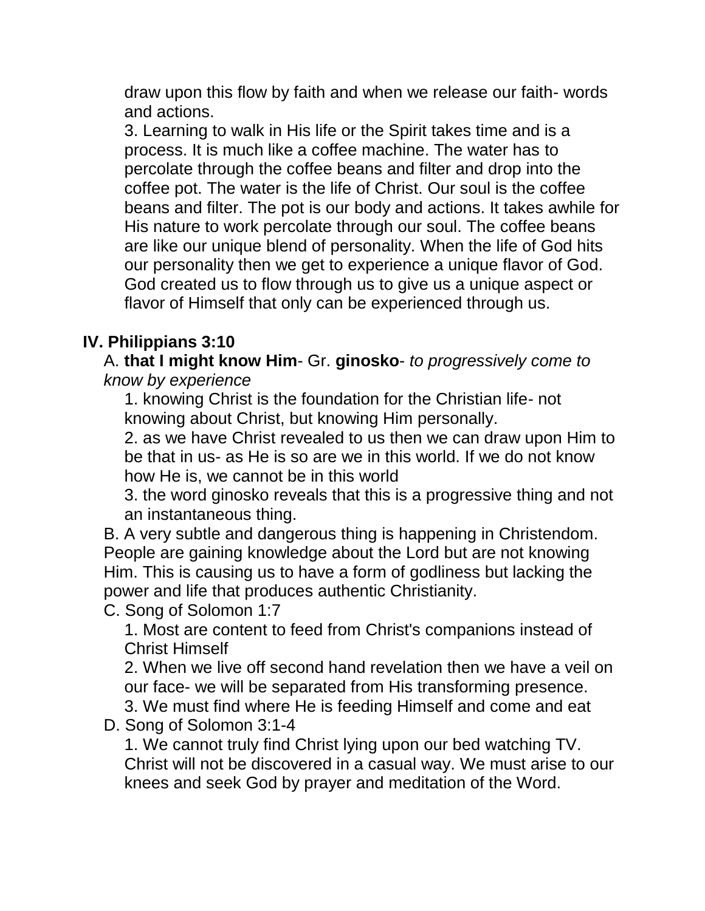draw upon this flow by faith and when we release our faith- words and actions.

3. Learning to walk in His life or the Spirit takes time and is a process. It is much like a coffee machine. The water has to percolate through the coffee beans and filter and drop into the coffee pot. The water is the life of Christ. Our soul is the coffee beans and filter. The pot is our body and actions. It takes awhile for His nature to work percolate through our soul. The coffee beans are like our unique blend of personality. When the life of God hits our personality then we get to experience a unique flavor of God. God created us to flow through us to give us a unique aspect or flavor of Himself that only can be experienced through us.

## IV. Philippians 3:10

A. **that I might know Him**- Gr. **ginosko**- *to progressively come to know by experience*

1. knowing Christ is the foundation for the Christian life- not knowing about Christ, but knowing Him personally.
2. as we have Christ revealed to us then we can draw upon Him to be that in us- as He is so are we in this world. If we do not know how He is, we cannot be in this world
3. the word ginosko reveals that this is a progressive thing and not an instantaneous thing.

B. A very subtle and dangerous thing is happening in Christendom. People are gaining knowledge about the Lord but are not knowing Him. This is causing us to have a form of godliness but lacking the power and life that produces authentic Christianity.

C. Song of Solomon 1:7

1. Most are content to feed from Christ's companions instead of Christ Himself
2. When we live off second hand revelation then we have a veil on our face- we will be separated from His transforming presence.
3. We must find where He is feeding Himself and come and eat

D. Song of Solomon 3:1-4

1. We cannot truly find Christ lying upon our bed watching TV. Christ will not be discovered in a casual way. We must arise to our knees and seek God by prayer and meditation of the Word.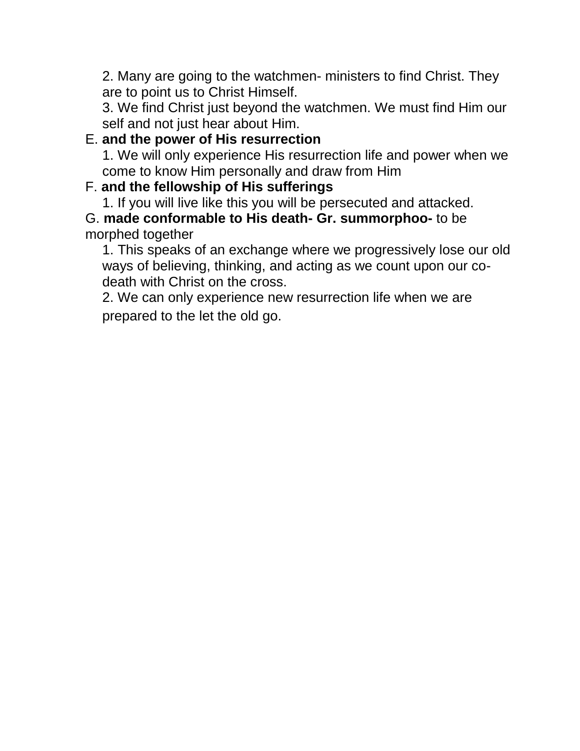2. Many are going to the watchmen- ministers to find Christ. They are to point us to Christ Himself.

3. We find Christ just beyond the watchmen. We must find Him our self and not just hear about Him.

E. **and the power of His resurrection**

1. We will only experience His resurrection life and power when we come to know Him personally and draw from Him

F. **and the fellowship of His sufferings**

1. If you will live like this you will be persecuted and attacked.

G. **made conformable to His death- Gr. summorphoo-** to be morphed together

1. This speaks of an exchange where we progressively lose our old ways of believing, thinking, and acting as we count upon our co-death with Christ on the cross.

2. We can only experience new resurrection life when we are prepared to the let the old go.